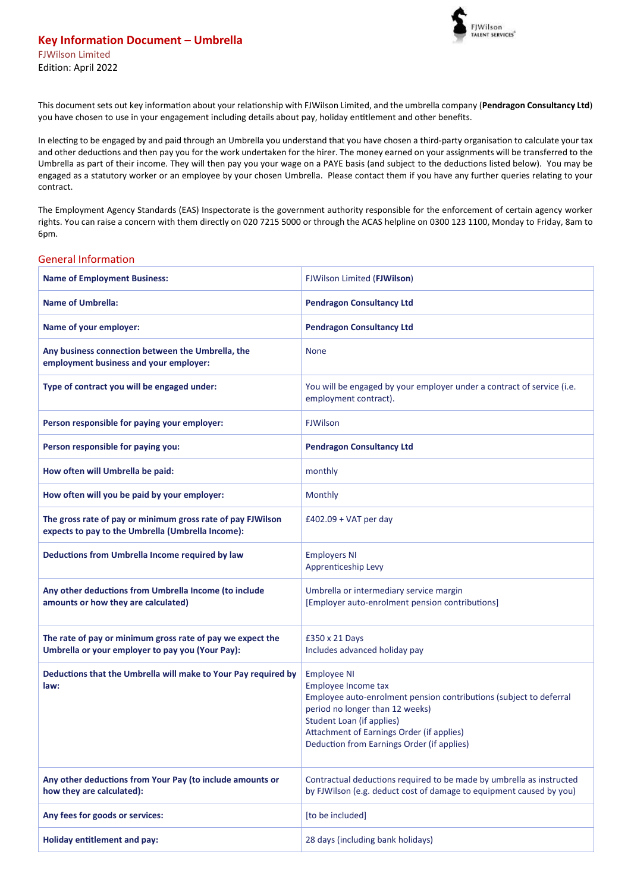# Key Information Document – Umbrella

FJWilson Limited

Edition: April 2022

This document sets out key information about your relationship with FJWilson Limited, and the umbrella company (**Pendragon Consultancy Ltd**) you have chosen to use in your engagement including details about pay, holiday entitlement and other benefits.

In electing to be engaged by and paid through an Umbrella you understand that you have chosen a third-party organisation to calculate your tax and other deductions and then pay you for the work undertaken for the hirer. The money earned on your assignments will be transferred to the Umbrella as part of their income. They will then pay you your wage on a PAYE basis (and subject to the deductions listed below). You may be engaged as a statutory worker or an employee by your chosen Umbrella. Please contact them if you have any further queries relating to your contract.

The Employment Agency Standards (EAS) Inspectorate is the government authority responsible for the enforcement of certain agency worker rights. You can raise a concern with them directly on 020 7215 5000 or through the ACAS helpline on 0300 123 1100, Monday to Friday, 8am to 6pm.

## General Information

| | |
|---|---|
| **Name of Employment Business:** | FJWilson Limited (**FJWilson**) |
| **Name of Umbrella:** | **Pendragon Consultancy Ltd** |
| **Name of your employer:** | **Pendragon Consultancy Ltd** |
| **Any business connection between the Umbrella, the employment business and your employer:** | None |
| **Type of contract you will be engaged under:** | You will be engaged by your employer under a contract of service (i.e. employment contract). |
| **Person responsible for paying your employer:** | FJWilson |
| **Person responsible for paying you:** | **Pendragon Consultancy Ltd** |
| **How often will Umbrella be paid:** | monthly |
| **How often will you be paid by your employer:** | Monthly |
| **The gross rate of pay or minimum gross rate of pay FJWilson expects to pay to the Umbrella (Umbrella Income):** | £402.09 + VAT per day |
| **Deductions from Umbrella Income required by law** | Employers NI<br>Apprenticeship Levy |
| **Any other deductions from Umbrella Income (to include amounts or how they are calculated)** | Umbrella or intermediary service margin<br>[Employer auto-enrolment pension contributions] |
| **The rate of pay or minimum gross rate of pay we expect the Umbrella or your employer to pay you (Your Pay):** | £350 x 21 Days<br>Includes advanced holiday pay |
| **Deductions that the Umbrella will make to Your Pay required by law:** | Employee NI<br>Employee Income tax<br>Employee auto-enrolment pension contributions (subject to deferral period no longer than 12 weeks)<br>Student Loan (if applies)<br>Attachment of Earnings Order (if applies)<br>Deduction from Earnings Order (if applies) |
| **Any other deductions from Your Pay (to include amounts or how they are calculated):** | Contractual deductions required to be made by umbrella as instructed by FJWilson (e.g. deduct cost of damage to equipment caused by you) |
| **Any fees for goods or services:** | [to be included] |
| **Holiday entitlement and pay:** | 28 days (including bank holidays) |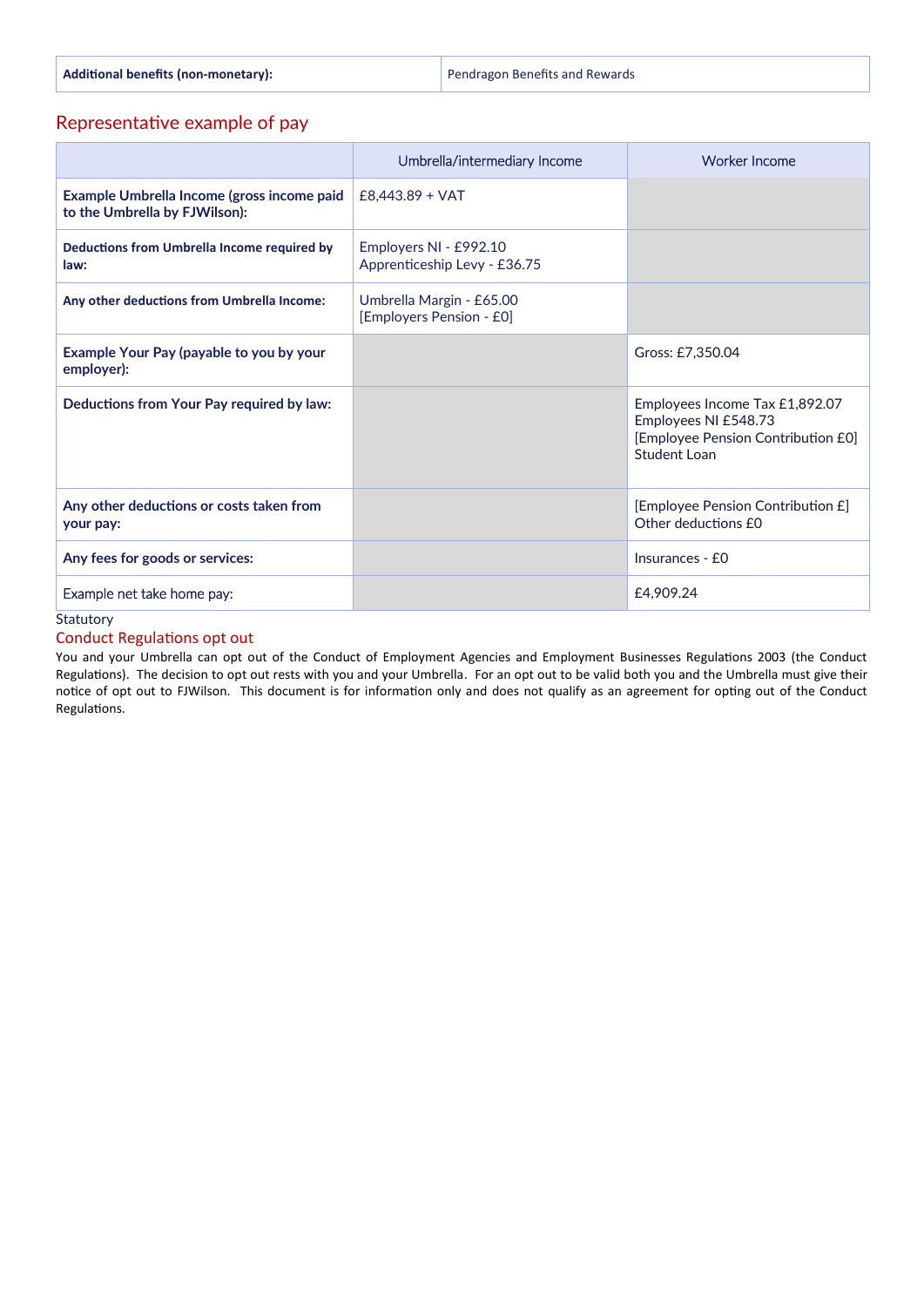| | |
|---|---|
| **Additional benefits (non-monetary):** | Pendragon Benefits and Rewards |

## Representative example of pay

| | Umbrella/intermediary Income | Worker Income |
|---|---|---|
| **Example Umbrella Income (gross income paid to the Umbrella by FJWilson):** | £8,443.89 + VAT | |
| **Deductions from Umbrella Income required by law:** | Employers NI - £992.10<br>Apprenticeship Levy - £36.75 | |
| **Any other deductions from Umbrella Income:** | Umbrella Margin - £65.00<br>[Employers Pension - £0] | |
| **Example Your Pay (payable to you by your employer):** | | Gross: £7,350.04 |
| **Deductions from Your Pay required by law:** | | Employees Income Tax £1,892.07<br>Employees NI £548.73<br>[Employee Pension Contribution £0]<br>Student Loan |
| **Any other deductions or costs taken from your pay:** | | [Employee Pension Contribution £]<br>Other deductions £0 |
| **Any fees for goods or services:** | | Insurances - £0 |
| Example net take home pay: | | £4,909.24 |

Statutory

## Conduct Regulations opt out

You and your Umbrella can opt out of the Conduct of Employment Agencies and Employment Businesses Regulations 2003 (the Conduct Regulations). The decision to opt out rests with you and your Umbrella. For an opt out to be valid both you and the Umbrella must give their notice of opt out to FJWilson. This document is for information only and does not qualify as an agreement for opting out of the Conduct Regulations.